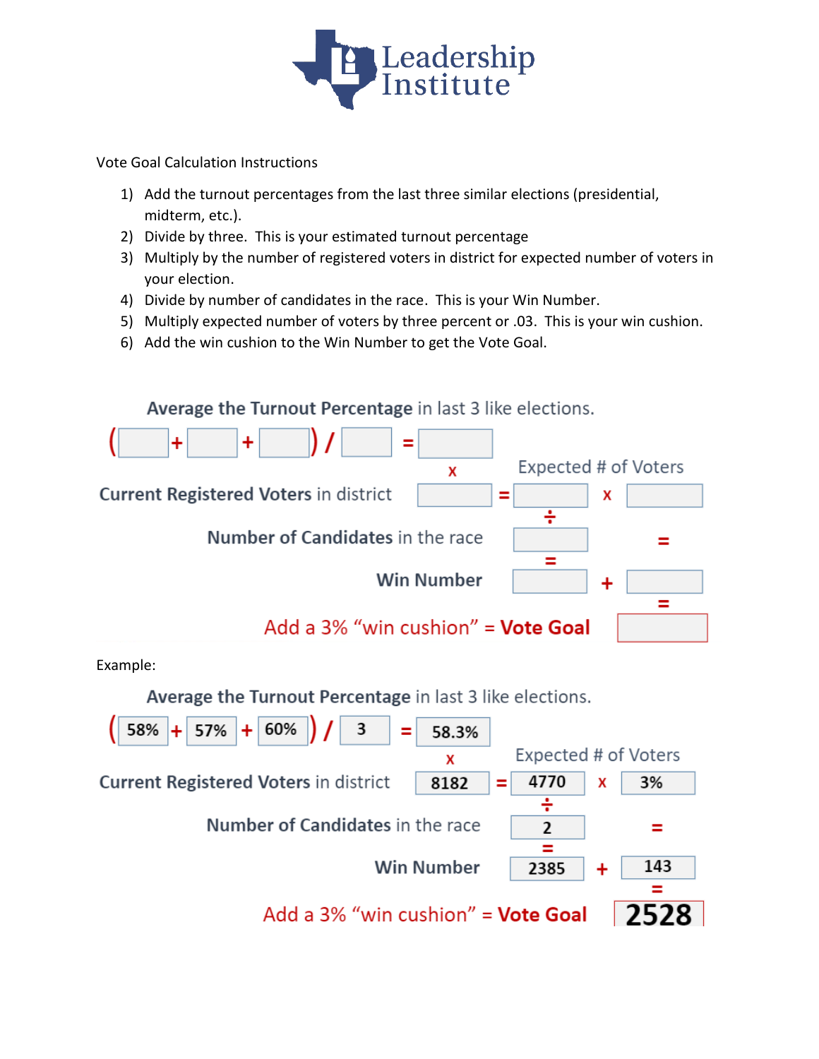Leadership Institute

Vote Goal Calculation Instructions

1) Add the turnout percentages from the last three similar elections (presidential, midterm, etc.).
2) Divide by three. This is your estimated turnout percentage
3) Multiply by the number of registered voters in district for expected number of voters in your election.
4) Divide by number of candidates in the race. This is your Win Number.
5) Multiply expected number of voters by three percent or .03. This is your win cushion.
6) Add the win cushion to the Win Number to get the Vote Goal.

**Average the Turnout Percentage** in last 3 like elections.

( ____ + ____ + ____ ) / ____ = ____

x

**Current Registered Voters** in district ____ = ____ (Expected # of Voters) x ____

÷

**Number of Candidates** in the race ____

=

**Win Number** ____ + ____

=

Add a 3% "win cushion" = **Vote Goal** ____

Example:

**Average the Turnout Percentage** in last 3 like elections.

( 58% + 57% + 60% ) / 3 = 58.3%

x

**Current Registered Voters** in district 8182 = 4770 (Expected # of Voters) x 3%

÷

**Number of Candidates** in the race 2

=

**Win Number** 2385 + 143

=

Add a 3% "win cushion" = **Vote Goal** **2528**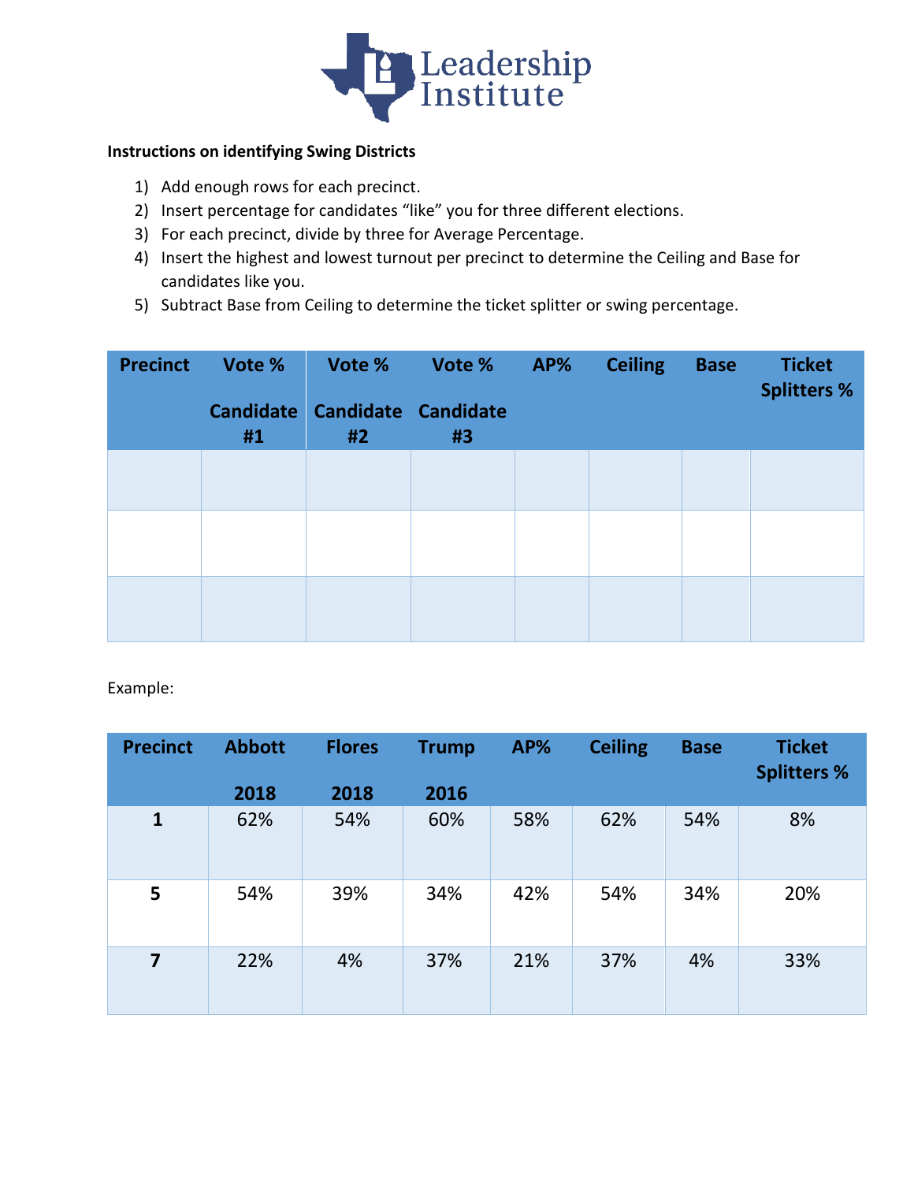**Instructions on identifying Swing Districts**

1) Add enough rows for each precinct.
2) Insert percentage for candidates "like" you for three different elections.
3) For each precinct, divide by three for Average Percentage.
4) Insert the highest and lowest turnout per precinct to determine the Ceiling and Base for candidates like you.
5) Subtract Base from Ceiling to determine the ticket splitter or swing percentage.

| Precinct | Vote % Candidate #1 | Vote % Candidate #2 | Vote % Candidate #3 | AP% | Ceiling | Base | Ticket Splitters % |
|---|---|---|---|---|---|---|---|
| | | | | | | | |
| | | | | | | | |
| | | | | | | | |

Example:

| Precinct | Abbott 2018 | Flores 2018 | Trump 2016 | AP% | Ceiling | Base | Ticket Splitters % |
|---|---|---|---|---|---|---|---|
| **1** | 62% | 54% | 60% | 58% | 62% | 54% | 8% |
| **5** | 54% | 39% | 34% | 42% | 54% | 34% | 20% |
| **7** | 22% | 4% | 37% | 21% | 37% | 4% | 33% |